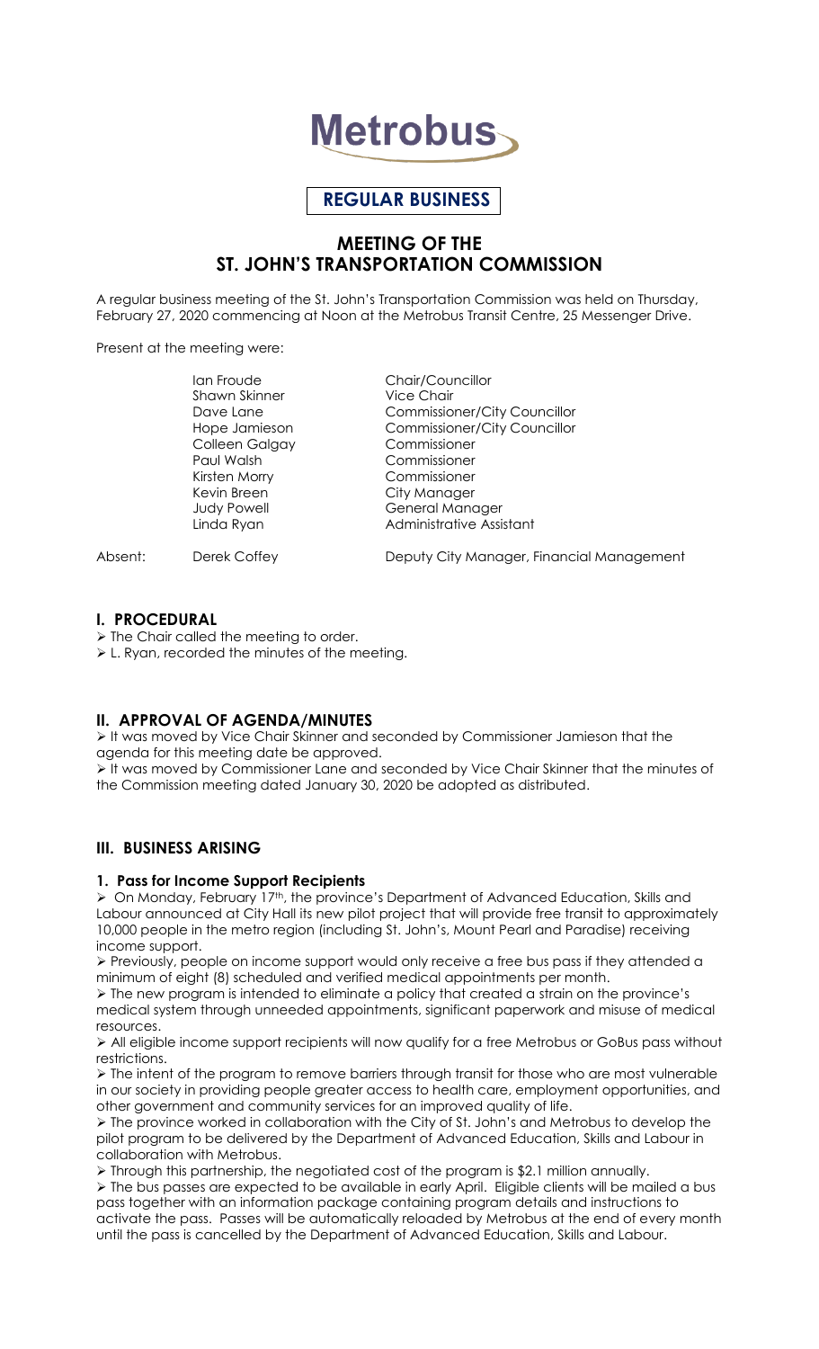# Metrobus

**REGULAR BUSINESS**

## MEETING OF THE ST. JOHN'S TRANSPORTATION COMMISSION

A regular business meeting of the St. John's Transportation Commission was held on Thursday, February 27, 2020 commencing at Noon at the Metrobus Transit Centre, 25 Messenger Drive.

Present at the meeting were:

| | |
|---|---|
| Ian Froude | Chair/Councillor |
| Shawn Skinner | Vice Chair |
| Dave Lane | Commissioner/City Councillor |
| Hope Jamieson | Commissioner/City Councillor |
| Colleen Galgay | Commissioner |
| Paul Walsh | Commissioner |
| Kirsten Morry | Commissioner |
| Kevin Breen | City Manager |
| Judy Powell | General Manager |
| Linda Ryan | Administrative Assistant |

Absent: Derek Coffey — Deputy City Manager, Financial Management

### I. PROCEDURAL

- The Chair called the meeting to order.
- L. Ryan, recorded the minutes of the meeting.

### II. APPROVAL OF AGENDA/MINUTES

- It was moved by Vice Chair Skinner and seconded by Commissioner Jamieson that the agenda for this meeting date be approved.
- It was moved by Commissioner Lane and seconded by Vice Chair Skinner that the minutes of the Commission meeting dated January 30, 2020 be adopted as distributed.

### III. BUSINESS ARISING

#### 1. Pass for Income Support Recipients

- On Monday, February 17th, the province's Department of Advanced Education, Skills and Labour announced at City Hall its new pilot project that will provide free transit to approximately 10,000 people in the metro region (including St. John's, Mount Pearl and Paradise) receiving income support.
- Previously, people on income support would only receive a free bus pass if they attended a minimum of eight (8) scheduled and verified medical appointments per month.
- The new program is intended to eliminate a policy that created a strain on the province's medical system through unneeded appointments, significant paperwork and misuse of medical resources.
- All eligible income support recipients will now qualify for a free Metrobus or GoBus pass without restrictions.
- The intent of the program to remove barriers through transit for those who are most vulnerable in our society in providing people greater access to health care, employment opportunities, and other government and community services for an improved quality of life.
- The province worked in collaboration with the City of St. John's and Metrobus to develop the pilot program to be delivered by the Department of Advanced Education, Skills and Labour in collaboration with Metrobus.
- Through this partnership, the negotiated cost of the program is $2.1 million annually.
- The bus passes are expected to be available in early April. Eligible clients will be mailed a bus pass together with an information package containing program details and instructions to activate the pass. Passes will be automatically reloaded by Metrobus at the end of every month until the pass is cancelled by the Department of Advanced Education, Skills and Labour.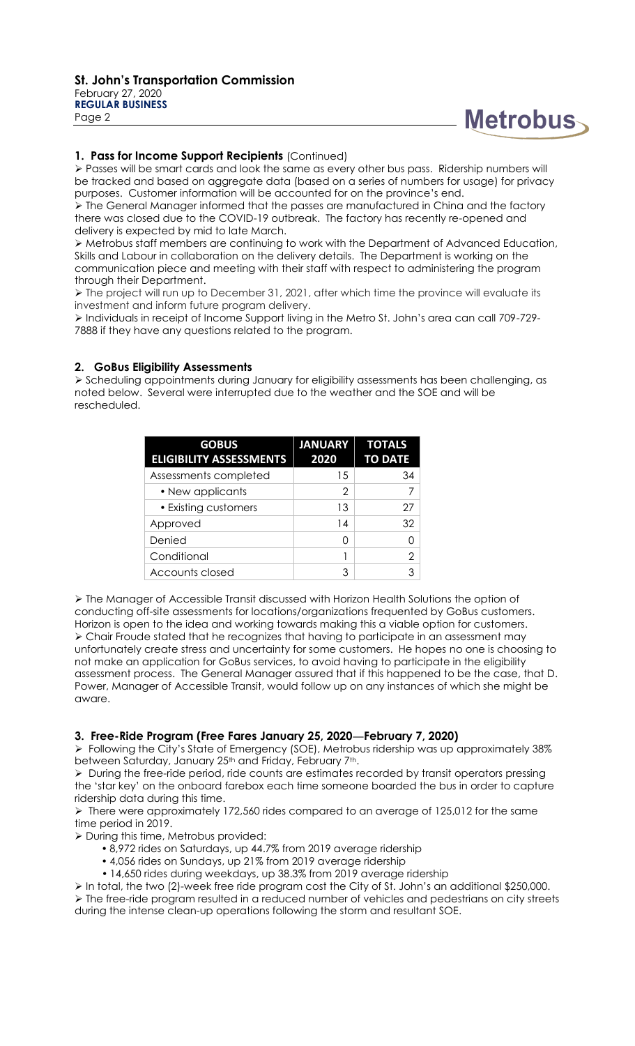## 1. Pass for Income Support Recipients (Continued)

- Passes will be smart cards and look the same as every other bus pass. Ridership numbers will be tracked and based on aggregate data (based on a series of numbers for usage) for privacy purposes. Customer information will be accounted for on the province's end.
- The General Manager informed that the passes are manufactured in China and the factory there was closed due to the COVID-19 outbreak. The factory has recently re-opened and delivery is expected by mid to late March.
- Metrobus staff members are continuing to work with the Department of Advanced Education, Skills and Labour in collaboration on the delivery details. The Department is working on the communication piece and meeting with their staff with respect to administering the program through their Department.
- The project will run up to December 31, 2021, after which time the province will evaluate its investment and inform future program delivery.
- Individuals in receipt of Income Support living in the Metro St. John's area can call 709-729-7888 if they have any questions related to the program.

## 2. GoBus Eligibility Assessments

- Scheduling appointments during January for eligibility assessments has been challenging, as noted below. Several were interrupted due to the weather and the SOE and will be rescheduled.

| GOBUS ELIGIBILITY ASSESSMENTS | JANUARY 2020 | TOTALS TO DATE |
|---|---|---|
| Assessments completed | 15 | 34 |
| • New applicants | 2 | 7 |
| • Existing customers | 13 | 27 |
| Approved | 14 | 32 |
| Denied | 0 | 0 |
| Conditional | 1 | 2 |
| Accounts closed | 3 | 3 |

- The Manager of Accessible Transit discussed with Horizon Health Solutions the option of conducting off-site assessments for locations/organizations frequented by GoBus customers. Horizon is open to the idea and working towards making this a viable option for customers.
- Chair Froude stated that he recognizes that having to participate in an assessment may unfortunately create stress and uncertainty for some customers. He hopes no one is choosing to not make an application for GoBus services, to avoid having to participate in the eligibility assessment process. The General Manager assured that if this happened to be the case, that D. Power, Manager of Accessible Transit, would follow up on any instances of which she might be aware.

## 3. Free-Ride Program (Free Fares January 25, 2020—February 7, 2020)

- Following the City's State of Emergency (SOE), Metrobus ridership was up approximately 38% between Saturday, January 25th and Friday, February 7th.
- During the free-ride period, ride counts are estimates recorded by transit operators pressing the 'star key' on the onboard farebox each time someone boarded the bus in order to capture ridership data during this time.
- There were approximately 172,560 rides compared to an average of 125,012 for the same time period in 2019.
- During this time, Metrobus provided:
  - 8,972 rides on Saturdays, up 44.7% from 2019 average ridership
  - 4,056 rides on Sundays, up 21% from 2019 average ridership
  - 14,650 rides during weekdays, up 38.3% from 2019 average ridership
- In total, the two (2)-week free ride program cost the City of St. John's an additional $250,000.
- The free-ride program resulted in a reduced number of vehicles and pedestrians on city streets during the intense clean-up operations following the storm and resultant SOE.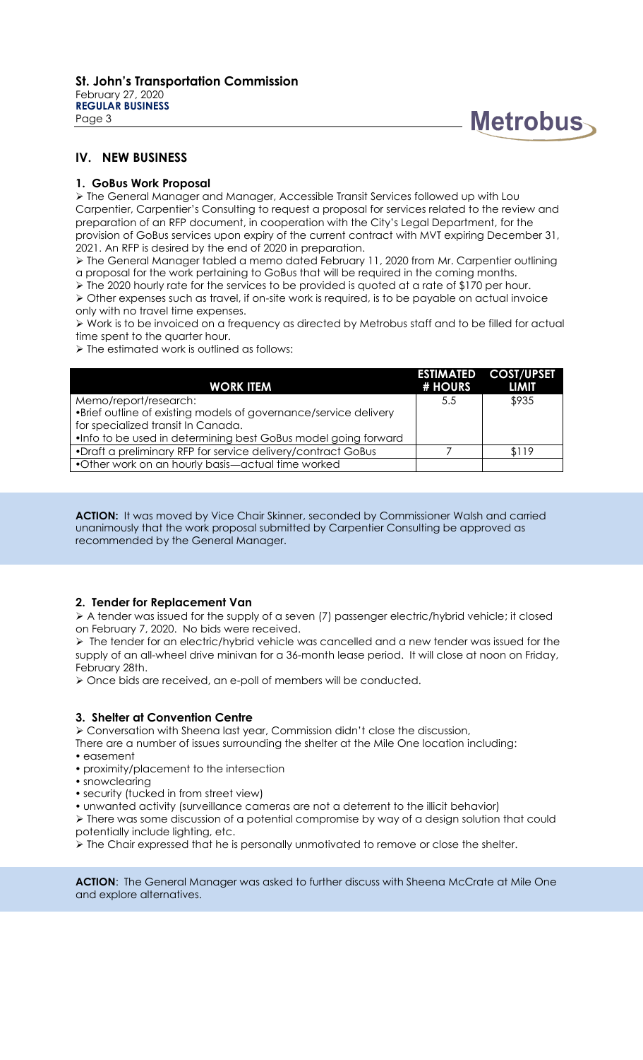## IV. NEW BUSINESS

### 1. GoBus Work Proposal

- The General Manager and Manager, Accessible Transit Services followed up with Lou Carpentier, Carpentier's Consulting to request a proposal for services related to the review and preparation of an RFP document, in cooperation with the City's Legal Department, for the provision of GoBus services upon expiry of the current contract with MVT expiring December 31, 2021. An RFP is desired by the end of 2020 in preparation.
- The General Manager tabled a memo dated February 11, 2020 from Mr. Carpentier outlining a proposal for the work pertaining to GoBus that will be required in the coming months.
- The 2020 hourly rate for the services to be provided is quoted at a rate of $170 per hour.
- Other expenses such as travel, if on-site work is required, is to be payable on actual invoice only with no travel time expenses.
- Work is to be invoiced on a frequency as directed by Metrobus staff and to be filled for actual time spent to the quarter hour.
- The estimated work is outlined as follows:

| WORK ITEM | ESTIMATED # HOURS | COST/UPSET LIMIT |
|---|---|---|
| Memo/report/research:<br>•Brief outline of existing models of governance/service delivery for specialized transit In Canada.<br>•Info to be used in determining best GoBus model going forward | 5.5 | $935 |
| •Draft a preliminary RFP for service delivery/contract GoBus | 7 | $119 |
| •Other work on an hourly basis—actual time worked | | |

**ACTION:** It was moved by Vice Chair Skinner, seconded by Commissioner Walsh and carried unanimously that the work proposal submitted by Carpentier Consulting be approved as recommended by the General Manager.

### 2. Tender for Replacement Van

- A tender was issued for the supply of a seven (7) passenger electric/hybrid vehicle; it closed on February 7, 2020. No bids were received.
- The tender for an electric/hybrid vehicle was cancelled and a new tender was issued for the supply of an all-wheel drive minivan for a 36-month lease period. It will close at noon on Friday, February 28th.
- Once bids are received, an e-poll of members will be conducted.

### 3. Shelter at Convention Centre

- Conversation with Sheena last year, Commission didn't close the discussion,

There are a number of issues surrounding the shelter at the Mile One location including:

- easement
- proximity/placement to the intersection
- snowclearing
- security (tucked in from street view)
- unwanted activity (surveillance cameras are not a deterrent to the illicit behavior)

- There was some discussion of a potential compromise by way of a design solution that could potentially include lighting, etc.
- The Chair expressed that he is personally unmotivated to remove or close the shelter.

**ACTION**: The General Manager was asked to further discuss with Sheena McCrate at Mile One and explore alternatives.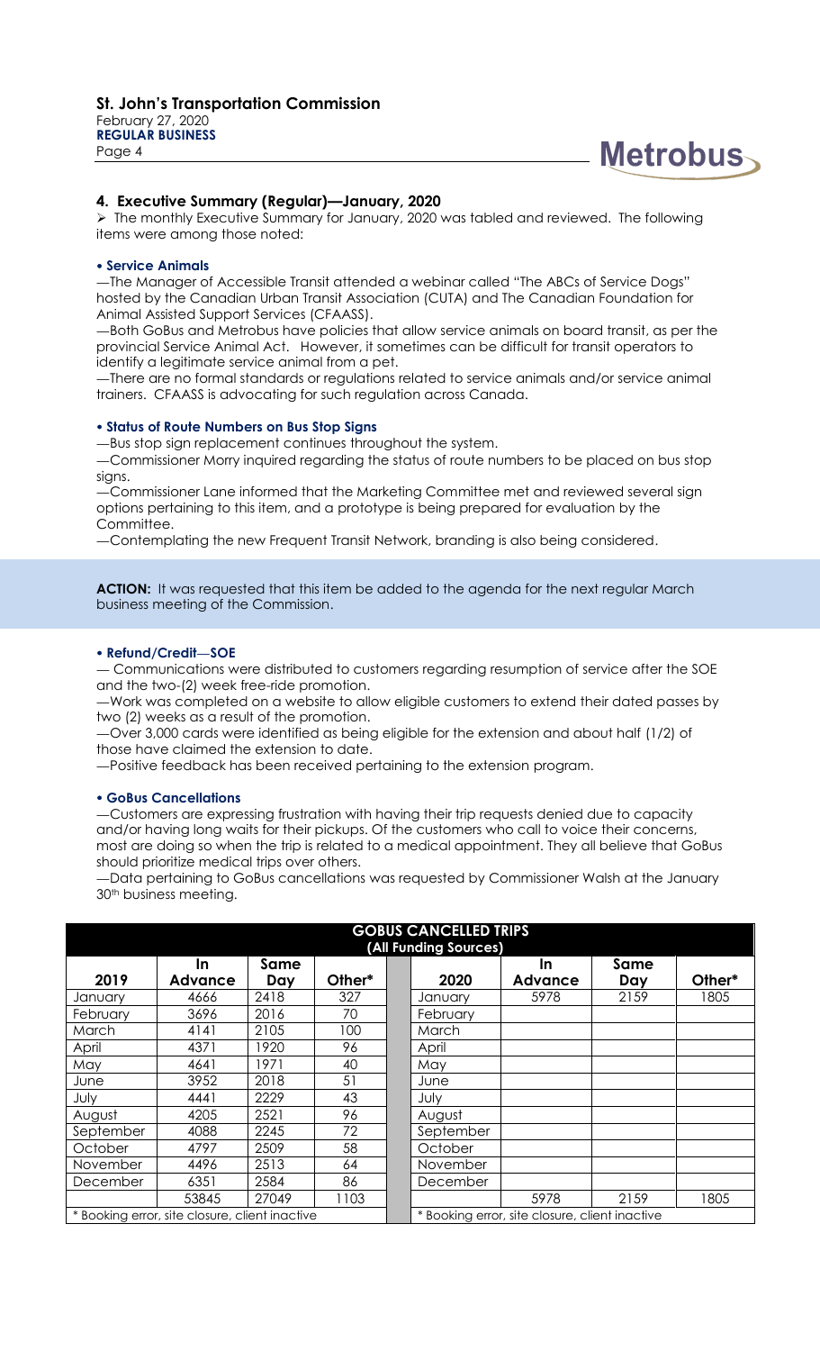## 4. Executive Summary (Regular)—January, 2020

➢ The monthly Executive Summary for January, 2020 was tabled and reviewed. The following items were among those noted:

**• Service Animals**

—The Manager of Accessible Transit attended a webinar called "The ABCs of Service Dogs" hosted by the Canadian Urban Transit Association (CUTA) and The Canadian Foundation for Animal Assisted Support Services (CFAASS).

—Both GoBus and Metrobus have policies that allow service animals on board transit, as per the provincial Service Animal Act. However, it sometimes can be difficult for transit operators to identify a legitimate service animal from a pet.

—There are no formal standards or regulations related to service animals and/or service animal trainers. CFAASS is advocating for such regulation across Canada.

**• Status of Route Numbers on Bus Stop Signs**

—Bus stop sign replacement continues throughout the system.

—Commissioner Morry inquired regarding the status of route numbers to be placed on bus stop signs.

—Commissioner Lane informed that the Marketing Committee met and reviewed several sign options pertaining to this item, and a prototype is being prepared for evaluation by the Committee.

—Contemplating the new Frequent Transit Network, branding is also being considered.

**ACTION:** It was requested that this item be added to the agenda for the next regular March business meeting of the Commission.

**• Refund/Credit—SOE**

— Communications were distributed to customers regarding resumption of service after the SOE and the two-(2) week free-ride promotion.

—Work was completed on a website to allow eligible customers to extend their dated passes by two (2) weeks as a result of the promotion.

—Over 3,000 cards were identified as being eligible for the extension and about half (1/2) of those have claimed the extension to date.

—Positive feedback has been received pertaining to the extension program.

**• GoBus Cancellations**

—Customers are expressing frustration with having their trip requests denied due to capacity and/or having long waits for their pickups. Of the customers who call to voice their concerns, most are doing so when the trip is related to a medical appointment. They all believe that GoBus should prioritize medical trips over others.

—Data pertaining to GoBus cancellations was requested by Commissioner Walsh at the January 30th business meeting.

| GOBUS CANCELLED TRIPS (All Funding Sources) | | | | | | | | |
|---|---|---|---|---|---|---|---|---|
| 2019 | In Advance | Same Day | Other* | | 2020 | In Advance | Same Day | Other* |
| January | 4666 | 2418 | 327 | | January | 5978 | 2159 | 1805 |
| February | 3696 | 2016 | 70 | | February | | | |
| March | 4141 | 2105 | 100 | | March | | | |
| April | 4371 | 1920 | 96 | | April | | | |
| May | 4641 | 1971 | 40 | | May | | | |
| June | 3952 | 2018 | 51 | | June | | | |
| July | 4441 | 2229 | 43 | | July | | | |
| August | 4205 | 2521 | 96 | | August | | | |
| September | 4088 | 2245 | 72 | | September | | | |
| October | 4797 | 2509 | 58 | | October | | | |
| November | 4496 | 2513 | 64 | | November | | | |
| December | 6351 | 2584 | 86 | | December | | | |
| | 53845 | 27049 | 1103 | | | 5978 | 2159 | 1805 |
| * Booking error, site closure, client inactive | | | | | * Booking error, site closure, client inactive | | | |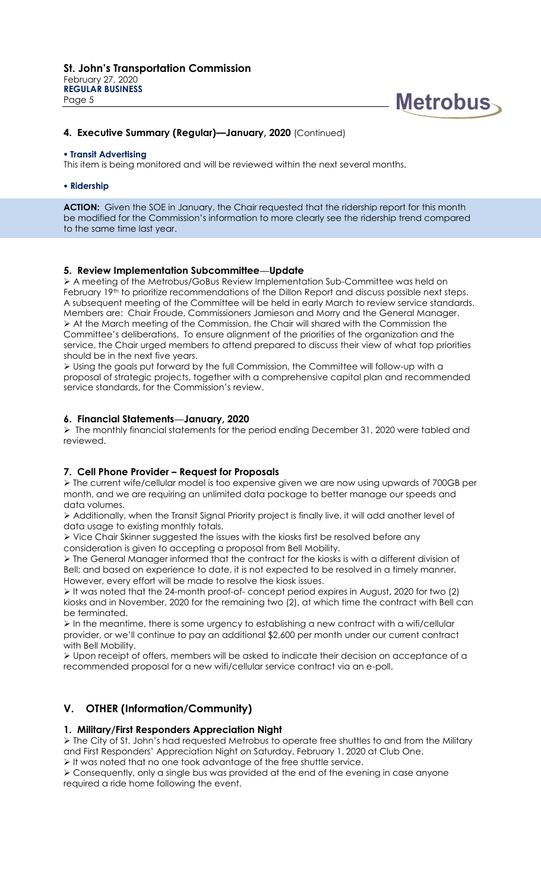## 4. Executive Summary (Regular)—January, 2020 (Continued)

**• Transit Advertising**

This item is being monitored and will be reviewed within the next several months.

**• Ridership**

**ACTION:** Given the SOE in January, the Chair requested that the ridership report for this month be modified for the Commission's information to more clearly see the ridership trend compared to the same time last year.

### 5. Review Implementation Subcommittee—Update

- A meeting of the Metrobus/GoBus Review Implementation Sub-Committee was held on February 19th to prioritize recommendations of the Dillon Report and discuss possible next steps. A subsequent meeting of the Committee will be held in early March to review service standards. Members are: Chair Froude, Commissioners Jamieson and Morry and the General Manager.
- At the March meeting of the Commission, the Chair will shared with the Commission the Committee's deliberations. To ensure alignment of the priorities of the organization and the service, the Chair urged members to attend prepared to discuss their view of what top priorities should be in the next five years.
- Using the goals put forward by the full Commission, the Committee will follow-up with a proposal of strategic projects, together with a comprehensive capital plan and recommended service standards, for the Commission's review.

### 6. Financial Statements—January, 2020

- The monthly financial statements for the period ending December 31, 2020 were tabled and reviewed.

### 7. Cell Phone Provider – Request for Proposals

- The current wife/cellular model is too expensive given we are now using upwards of 700GB per month, and we are requiring an unlimited data package to better manage our speeds and data volumes.
- Additionally, when the Transit Signal Priority project is finally live, it will add another level of data usage to existing monthly totals.
- Vice Chair Skinner suggested the issues with the kiosks first be resolved before any consideration is given to accepting a proposal from Bell Mobility.
- The General Manager informed that the contract for the kiosks is with a different division of Bell; and based on experience to date, it is not expected to be resolved in a timely manner. However, every effort will be made to resolve the kiosk issues.
- It was noted that the 24-month proof-of- concept period expires in August, 2020 for two (2) kiosks and in November, 2020 for the remaining two (2), at which time the contract with Bell can be terminated.
- In the meantime, there is some urgency to establishing a new contract with a wifi/cellular provider, or we'll continue to pay an additional $2,600 per month under our current contract with Bell Mobility.
- Upon receipt of offers, members will be asked to indicate their decision on acceptance of a recommended proposal for a new wifi/cellular service contract via an e-poll.

## V. OTHER (Information/Community)

### 1. Military/First Responders Appreciation Night

- The City of St. John's had requested Metrobus to operate free shuttles to and from the Military and First Responders' Appreciation Night on Saturday, February 1, 2020 at Club One.
- It was noted that no one took advantage of the free shuttle service.
- Consequently, only a single bus was provided at the end of the evening in case anyone required a ride home following the event.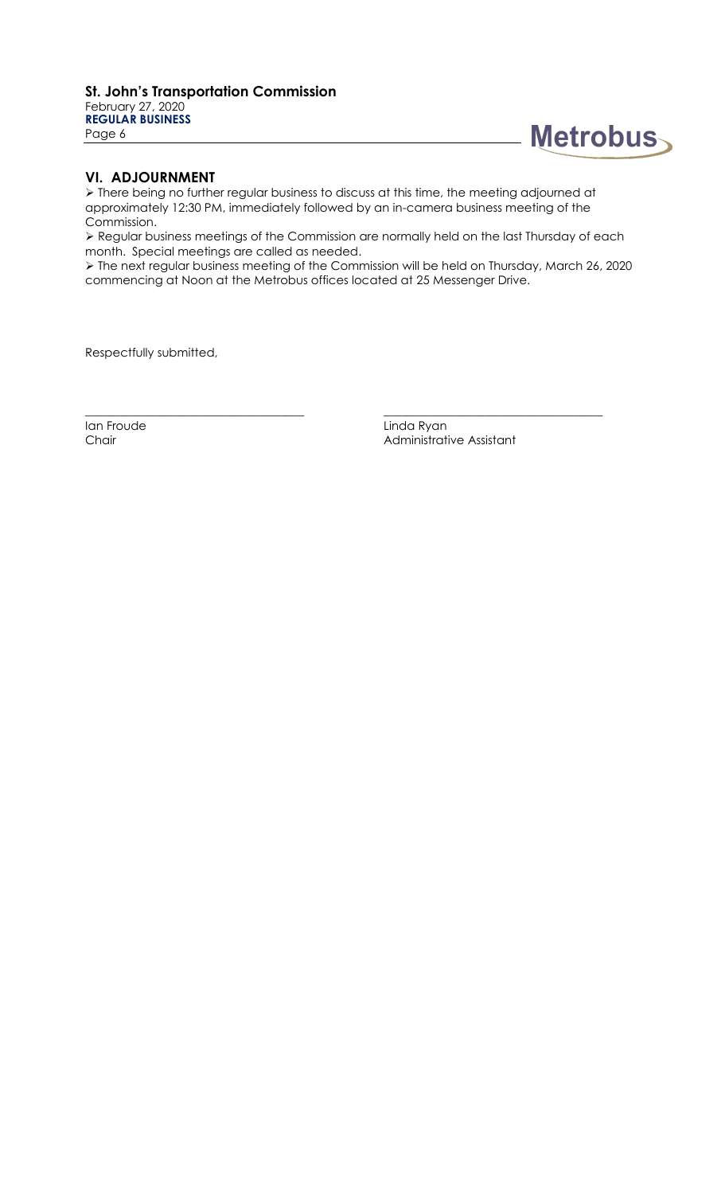## VI. ADJOURNMENT

- There being no further regular business to discuss at this time, the meeting adjourned at approximately 12:30 PM, immediately followed by an in-camera business meeting of the Commission.
- Regular business meetings of the Commission are normally held on the last Thursday of each month. Special meetings are called as needed.
- The next regular business meeting of the Commission will be held on Thursday, March 26, 2020 commencing at Noon at the Metrobus offices located at 25 Messenger Drive.

Respectfully submitted,

| | |
|---|---|
| \_\_\_\_\_\_\_\_\_\_\_\_\_\_\_\_\_\_\_\_\_\_\_\_\_\_\_\_\_\_ | \_\_\_\_\_\_\_\_\_\_\_\_\_\_\_\_\_\_\_\_\_\_\_\_\_\_\_\_\_\_ |
| Ian Froude | Linda Ryan |
| Chair | Administrative Assistant |